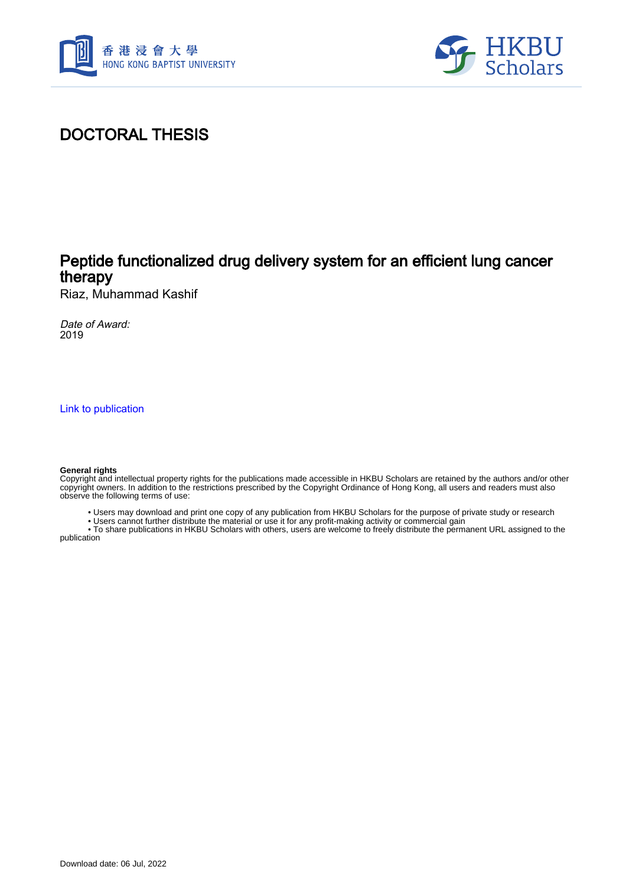# DOCTORAL THESIS

## Peptide functionalized drug delivery system for an efficient lung cancer therapy

Riaz, Muhammad Kashif

*Date of Award:*
2019

[Link to publication](#)

**General rights**
Copyright and intellectual property rights for the publications made accessible in HKBU Scholars are retained by the authors and/or other copyright owners. In addition to the restrictions prescribed by the Copyright Ordinance of Hong Kong, all users and readers must also observe the following terms of use:

- Users may download and print one copy of any publication from HKBU Scholars for the purpose of private study or research
- Users cannot further distribute the material or use it for any profit-making activity or commercial gain
- To share publications in HKBU Scholars with others, users are welcome to freely distribute the permanent URL assigned to the publication

Download date: 06 Jul, 2022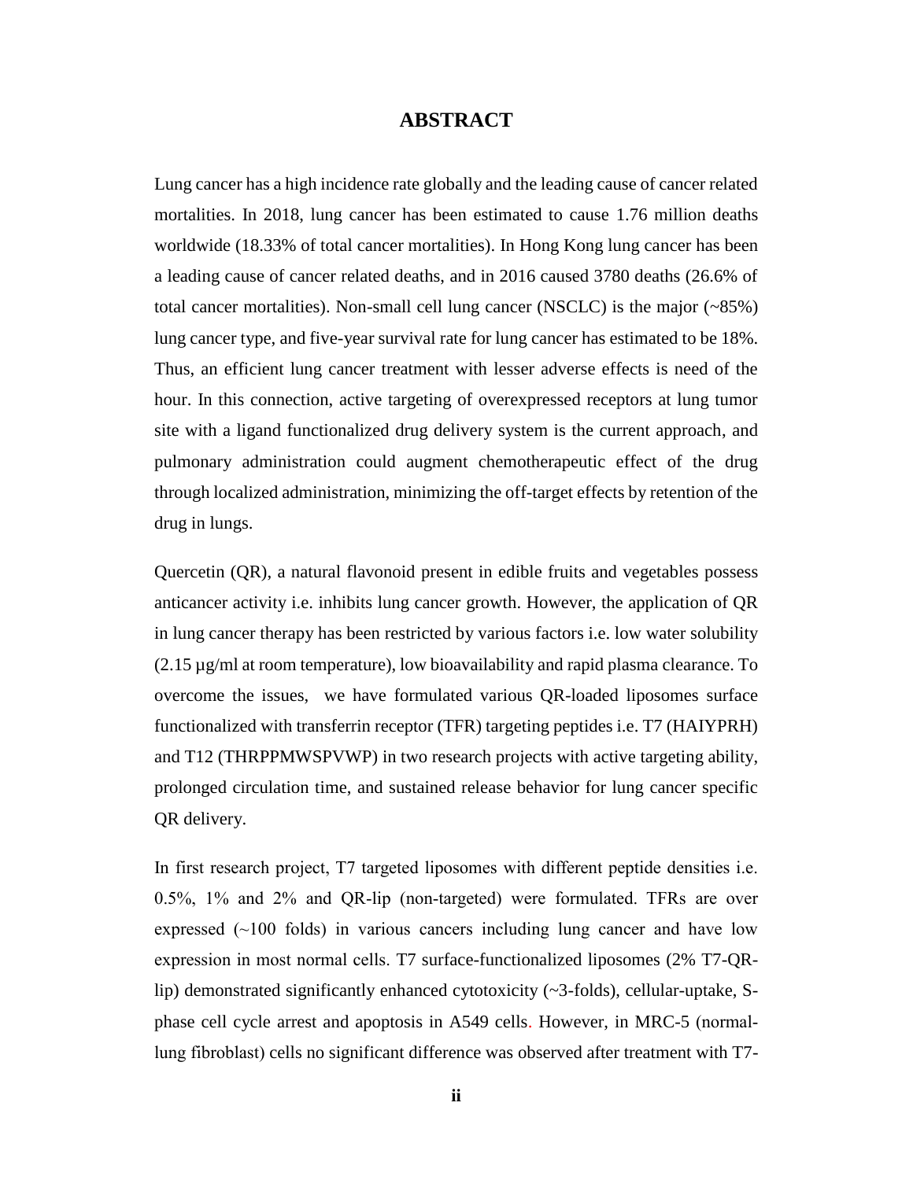# ABSTRACT

Lung cancer has a high incidence rate globally and the leading cause of cancer related mortalities. In 2018, lung cancer has been estimated to cause 1.76 million deaths worldwide (18.33% of total cancer mortalities). In Hong Kong lung cancer has been a leading cause of cancer related deaths, and in 2016 caused 3780 deaths (26.6% of total cancer mortalities). Non-small cell lung cancer (NSCLC) is the major (~85%) lung cancer type, and five-year survival rate for lung cancer has estimated to be 18%. Thus, an efficient lung cancer treatment with lesser adverse effects is need of the hour. In this connection, active targeting of overexpressed receptors at lung tumor site with a ligand functionalized drug delivery system is the current approach, and pulmonary administration could augment chemotherapeutic effect of the drug through localized administration, minimizing the off-target effects by retention of the drug in lungs.

Quercetin (QR), a natural flavonoid present in edible fruits and vegetables possess anticancer activity i.e. inhibits lung cancer growth. However, the application of QR in lung cancer therapy has been restricted by various factors i.e. low water solubility (2.15 µg/ml at room temperature), low bioavailability and rapid plasma clearance. To overcome the issues, we have formulated various QR-loaded liposomes surface functionalized with transferrin receptor (TFR) targeting peptides i.e. T7 (HAIYPRH) and T12 (THRPPMWSPVWP) in two research projects with active targeting ability, prolonged circulation time, and sustained release behavior for lung cancer specific QR delivery.

In first research project, T7 targeted liposomes with different peptide densities i.e. 0.5%, 1% and 2% and QR-lip (non-targeted) were formulated. TFRs are over expressed (~100 folds) in various cancers including lung cancer and have low expression in most normal cells. T7 surface-functionalized liposomes (2% T7-QR-lip) demonstrated significantly enhanced cytotoxicity (~3-folds), cellular-uptake, S-phase cell cycle arrest and apoptosis in A549 cells. However, in MRC-5 (normal-lung fibroblast) cells no significant difference was observed after treatment with T7-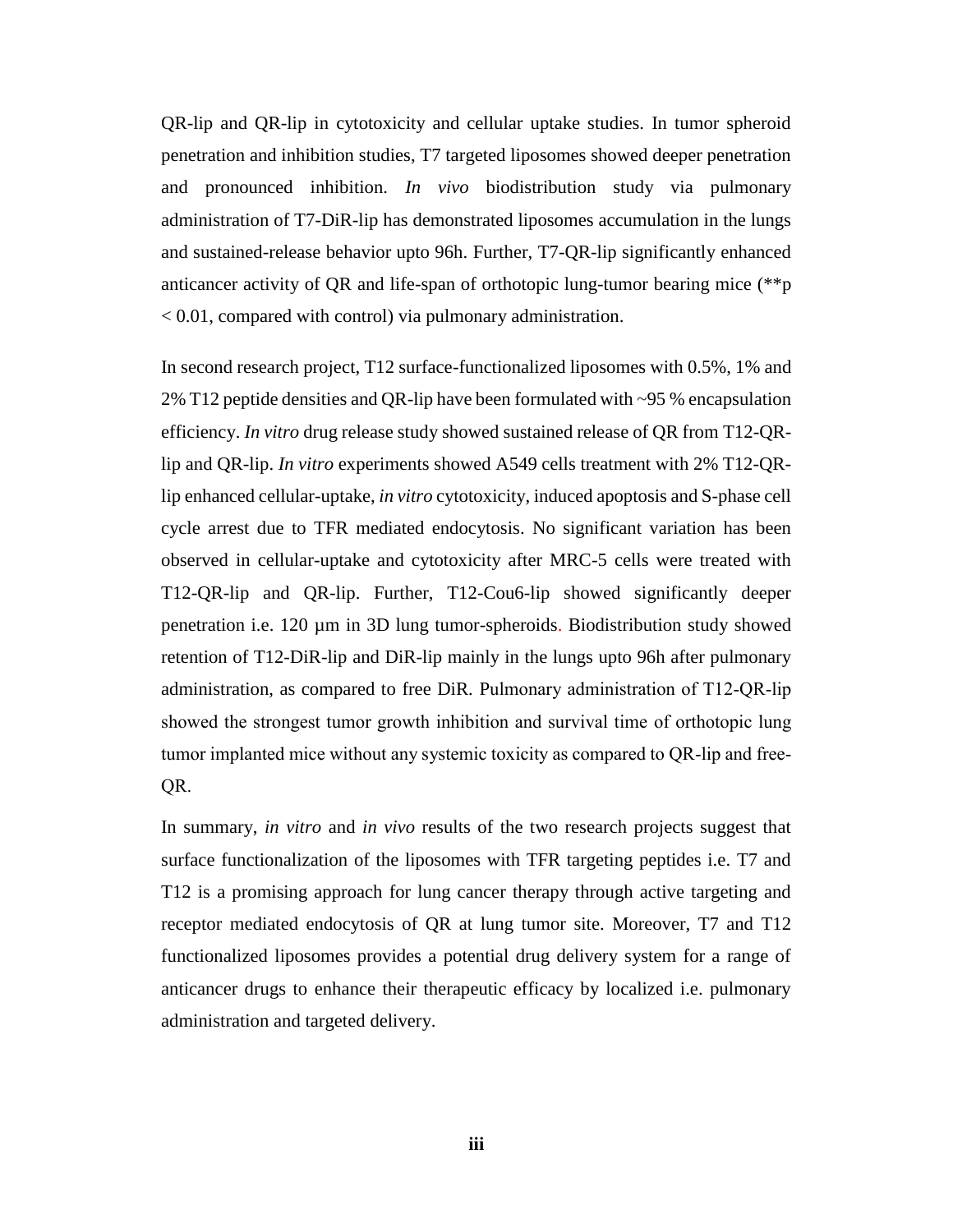QR-lip and QR-lip in cytotoxicity and cellular uptake studies. In tumor spheroid penetration and inhibition studies, T7 targeted liposomes showed deeper penetration and pronounced inhibition. *In vivo* biodistribution study via pulmonary administration of T7-DiR-lip has demonstrated liposomes accumulation in the lungs and sustained-release behavior upto 96h. Further, T7-QR-lip significantly enhanced anticancer activity of QR and life-span of orthotopic lung-tumor bearing mice (**p < 0.01, compared with control) via pulmonary administration.

In second research project, T12 surface-functionalized liposomes with 0.5%, 1% and 2% T12 peptide densities and QR-lip have been formulated with ~95 % encapsulation efficiency. *In vitro* drug release study showed sustained release of QR from T12-QR-lip and QR-lip. *In vitro* experiments showed A549 cells treatment with 2% T12-QR-lip enhanced cellular-uptake, *in vitro* cytotoxicity, induced apoptosis and S-phase cell cycle arrest due to TFR mediated endocytosis. No significant variation has been observed in cellular-uptake and cytotoxicity after MRC-5 cells were treated with T12-QR-lip and QR-lip. Further, T12-Cou6-lip showed significantly deeper penetration i.e. 120 µm in 3D lung tumor-spheroids. Biodistribution study showed retention of T12-DiR-lip and DiR-lip mainly in the lungs upto 96h after pulmonary administration, as compared to free DiR. Pulmonary administration of T12-QR-lip showed the strongest tumor growth inhibition and survival time of orthotopic lung tumor implanted mice without any systemic toxicity as compared to QR-lip and free-QR.

In summary, *in vitro* and *in vivo* results of the two research projects suggest that surface functionalization of the liposomes with TFR targeting peptides i.e. T7 and T12 is a promising approach for lung cancer therapy through active targeting and receptor mediated endocytosis of QR at lung tumor site. Moreover, T7 and T12 functionalized liposomes provides a potential drug delivery system for a range of anticancer drugs to enhance their therapeutic efficacy by localized i.e. pulmonary administration and targeted delivery.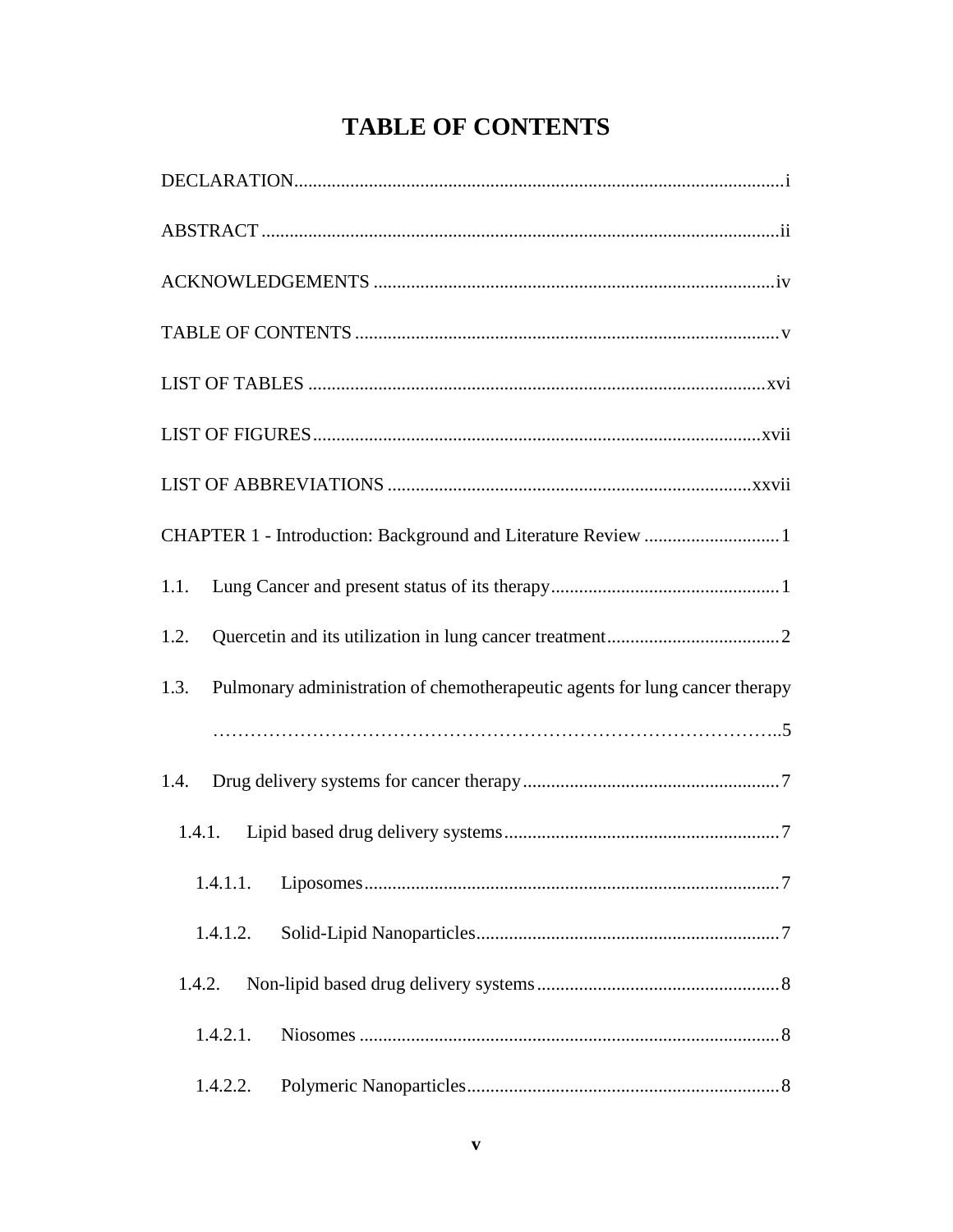# TABLE OF CONTENTS

DECLARATION....................................................................................................i

ABSTRACT.......................................................................................................ii

ACKNOWLEDGEMENTS ...................................................................................iv

TABLE OF CONTENTS .......................................................................................v

LIST OF TABLES ............................................................................................xvi

LIST OF FIGURES...........................................................................................xvii

LIST OF ABBREVIATIONS ...............................................................................xxvii

CHAPTER 1 - Introduction: Background and Literature Review .............................1

1.1. Lung Cancer and present status of its therapy.................................................1

1.2. Quercetin and its utilization in lung cancer treatment.....................................2

1.3. Pulmonary administration of chemotherapeutic agents for lung cancer therapy ……………………………………………………………………………..5

1.4. Drug delivery systems for cancer therapy.......................................................7

1.4.1. Lipid based drug delivery systems...........................................................7

1.4.1.1. Liposomes........................................................................................7

1.4.1.2. Solid-Lipid Nanoparticles.................................................................7

1.4.2. Non-lipid based drug delivery systems....................................................8

1.4.2.1. Niosomes .........................................................................................8

1.4.2.2. Polymeric Nanoparticles...................................................................8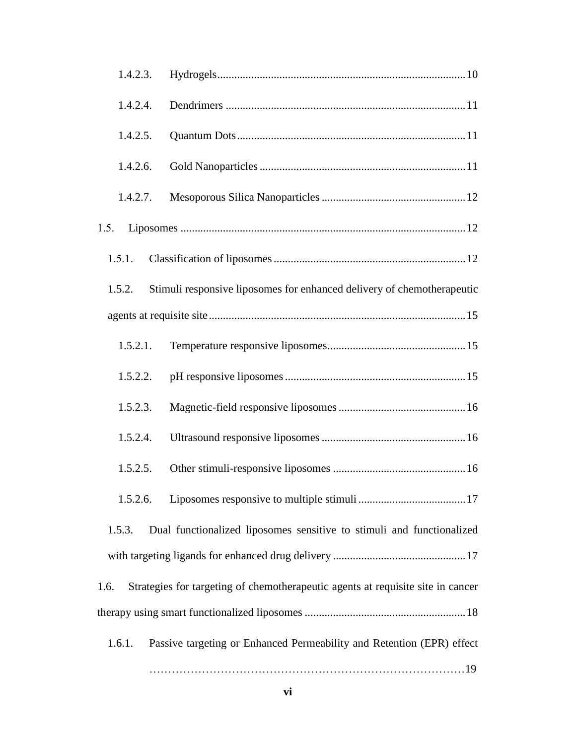1.4.2.3. Hydrogels ........................................................................................ 10

1.4.2.4. Dendrimers ...................................................................................... 11

1.4.2.5. Quantum Dots ................................................................................. 11

1.4.2.6. Gold Nanoparticles .......................................................................... 11

1.4.2.7. Mesoporous Silica Nanoparticles .................................................... 12

1.5. Liposomes ..................................................................................................... 12

1.5.1. Classification of liposomes ..................................................................... 12

1.5.2. Stimuli responsive liposomes for enhanced delivery of chemotherapeutic agents at requisite site ........................................................................................... 15

1.5.2.1. Temperature responsive liposomes .................................................. 15

1.5.2.2. pH responsive liposomes ................................................................. 15

1.5.2.3. Magnetic-field responsive liposomes .............................................. 16

1.5.2.4. Ultrasound responsive liposomes .................................................... 16

1.5.2.5. Other stimuli-responsive liposomes ................................................ 16

1.5.2.6. Liposomes responsive to multiple stimuli ....................................... 17

1.5.3. Dual functionalized liposomes sensitive to stimuli and functionalized with targeting ligands for enhanced drug delivery ................................................ 17

1.6. Strategies for targeting of chemotherapeutic agents at requisite site in cancer therapy using smart functionalized liposomes ......................................................... 18

1.6.1. Passive targeting or Enhanced Permeability and Retention (EPR) effect ……………………………………………………………………………19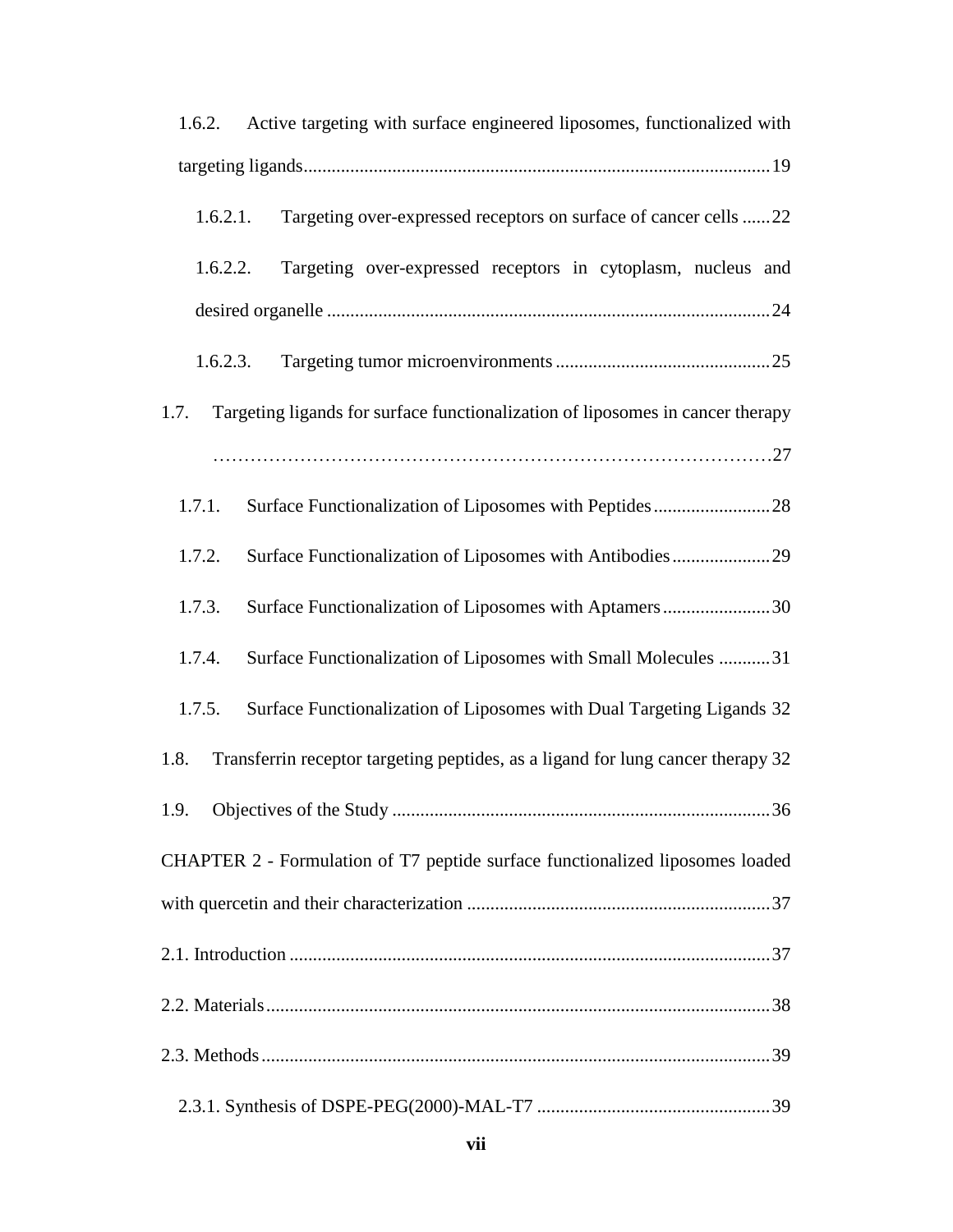1.6.2. Active targeting with surface engineered liposomes, functionalized with targeting ligands ..... 19

1.6.2.1. Targeting over-expressed receptors on surface of cancer cells ..... 22

1.6.2.2. Targeting over-expressed receptors in cytoplasm, nucleus and desired organelle ..... 24

1.6.2.3. Targeting tumor microenvironments ..... 25

1.7. Targeting ligands for surface functionalization of liposomes in cancer therapy ..... 27

1.7.1. Surface Functionalization of Liposomes with Peptides ..... 28

1.7.2. Surface Functionalization of Liposomes with Antibodies ..... 29

1.7.3. Surface Functionalization of Liposomes with Aptamers ..... 30

1.7.4. Surface Functionalization of Liposomes with Small Molecules ..... 31

1.7.5. Surface Functionalization of Liposomes with Dual Targeting Ligands 32

1.8. Transferrin receptor targeting peptides, as a ligand for lung cancer therapy 32

1.9. Objectives of the Study ..... 36

CHAPTER 2 - Formulation of T7 peptide surface functionalized liposomes loaded with quercetin and their characterization ..... 37

2.1. Introduction ..... 37

2.2. Materials ..... 38

2.3. Methods ..... 39

2.3.1. Synthesis of DSPE-PEG(2000)-MAL-T7 ..... 39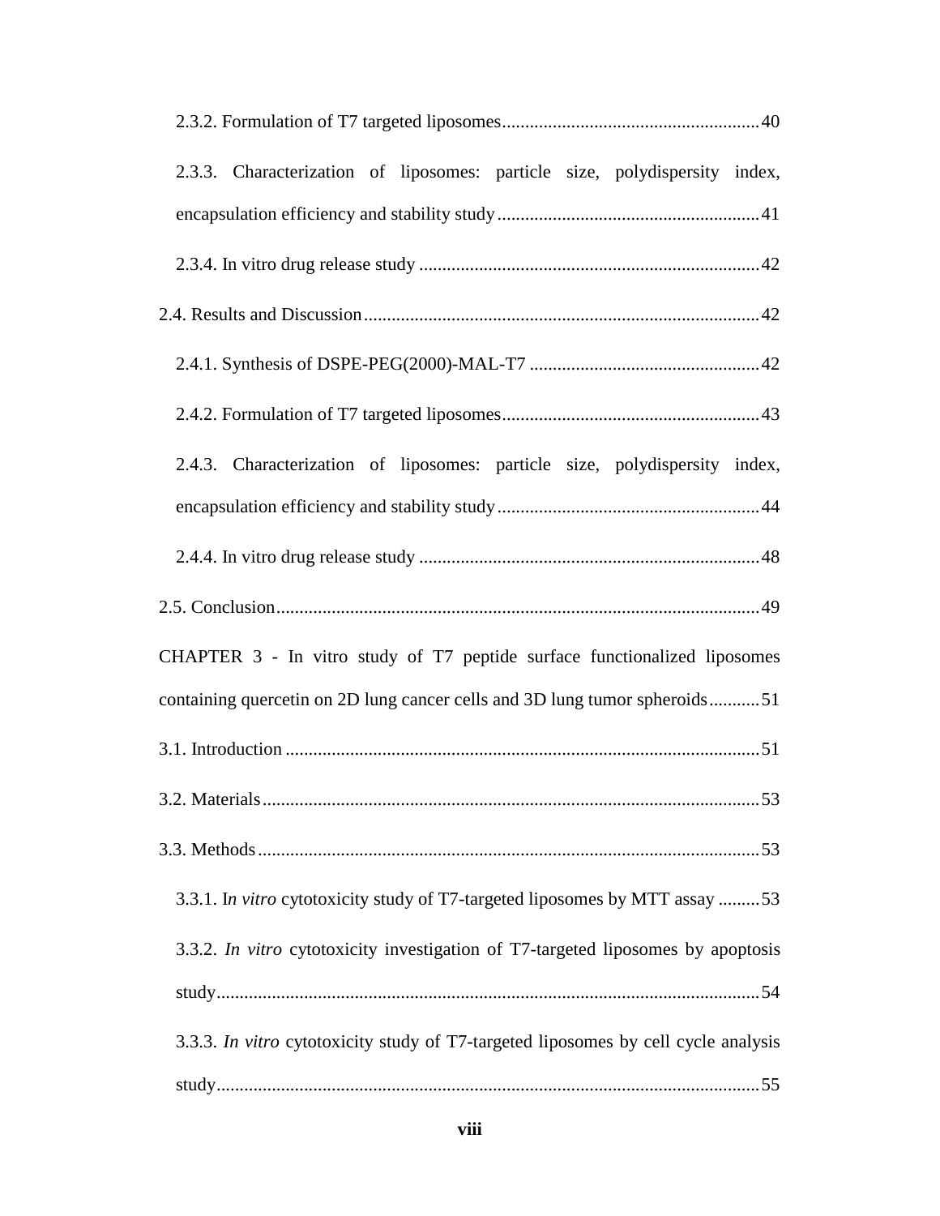2.3.2. Formulation of T7 targeted liposomes........................................................40

2.3.3. Characterization of liposomes: particle size, polydispersity index, encapsulation efficiency and stability study.........................................................41

2.3.4. In vitro drug release study ..........................................................................42

2.4. Results and Discussion......................................................................................42

2.4.1. Synthesis of DSPE-PEG(2000)-MAL-T7 ..................................................42

2.4.2. Formulation of T7 targeted liposomes........................................................43

2.4.3. Characterization of liposomes: particle size, polydispersity index, encapsulation efficiency and stability study.........................................................44

2.4.4. In vitro drug release study ..........................................................................48

2.5. Conclusion.........................................................................................................49

CHAPTER 3 - In vitro study of T7 peptide surface functionalized liposomes containing quercetin on 2D lung cancer cells and 3D lung tumor spheroids...........51

3.1. Introduction .......................................................................................................51

3.2. Materials............................................................................................................53

3.3. Methods.............................................................................................................53

3.3.1. I*n vitro* cytotoxicity study of T7-targeted liposomes by MTT assay .........53

3.3.2. *In vitro* cytotoxicity investigation of T7-targeted liposomes by apoptosis study......................................................................................................................54

3.3.3. *In vitro* cytotoxicity study of T7-targeted liposomes by cell cycle analysis study......................................................................................................................55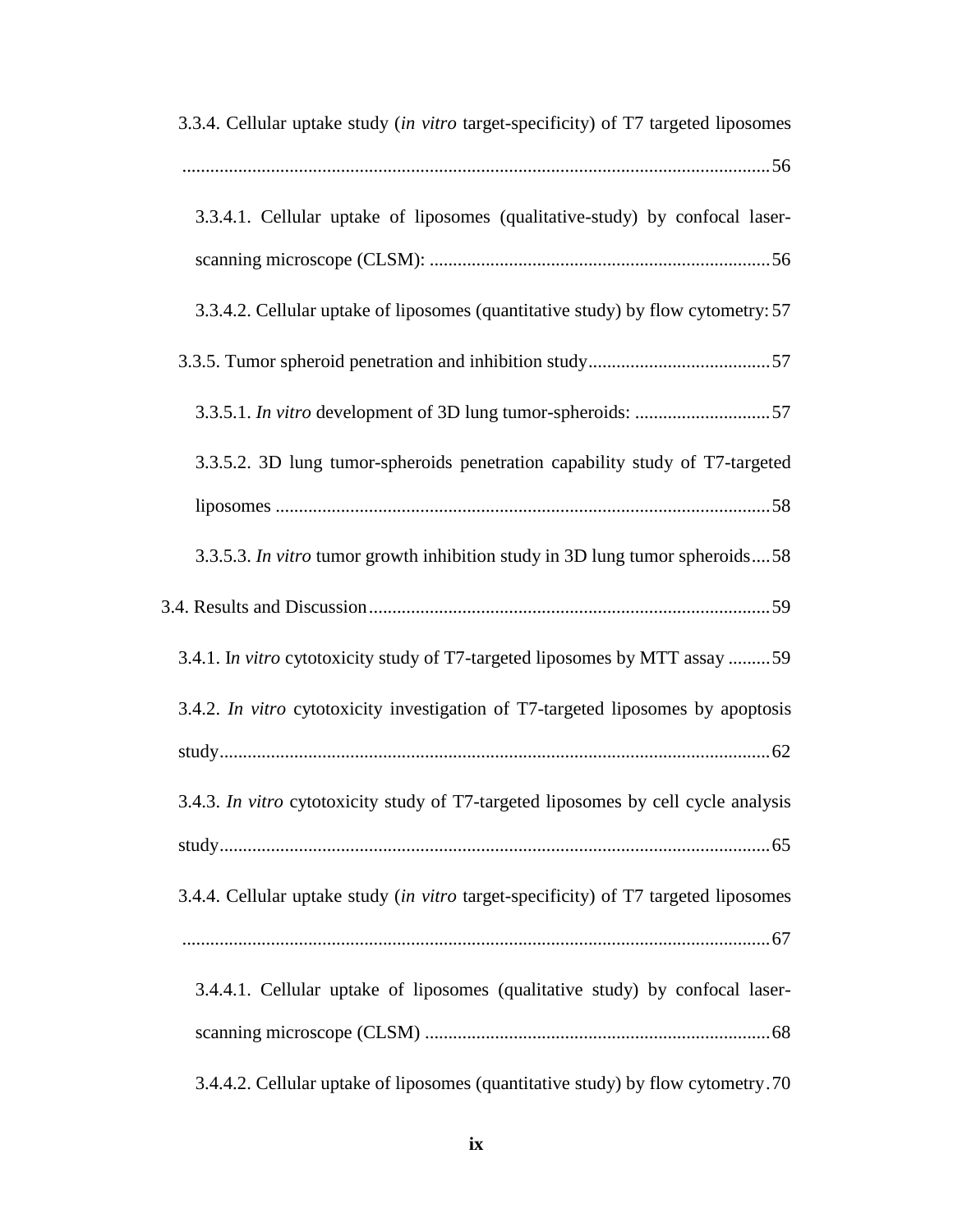3.3.4. Cellular uptake study (*in vitro* target-specificity) of T7 targeted liposomes ............................................................................................................................56

3.3.4.1. Cellular uptake of liposomes (qualitative-study) by confocal laser-scanning microscope (CLSM): .........................................................................56

3.3.4.2. Cellular uptake of liposomes (quantitative study) by flow cytometry: 57

3.3.5. Tumor spheroid penetration and inhibition study.......................................57

3.3.5.1. *In vitro* development of 3D lung tumor-spheroids: .............................57

3.3.5.2. 3D lung tumor-spheroids penetration capability study of T7-targeted liposomes ..........................................................................................................58

3.3.5.3. *In vitro* tumor growth inhibition study in 3D lung tumor spheroids....58

3.4. Results and Discussion......................................................................................59

3.4.1. I*n vitro* cytotoxicity study of T7-targeted liposomes by MTT assay .........59

3.4.2. *In vitro* cytotoxicity investigation of T7-targeted liposomes by apoptosis study......................................................................................................................62

3.4.3. *In vitro* cytotoxicity study of T7-targeted liposomes by cell cycle analysis study......................................................................................................................65

3.4.4. Cellular uptake study (*in vitro* target-specificity) of T7 targeted liposomes ............................................................................................................................67

3.4.4.1. Cellular uptake of liposomes (qualitative study) by confocal laser-scanning microscope (CLSM) ..........................................................................68

3.4.4.2. Cellular uptake of liposomes (quantitative study) by flow cytometry.70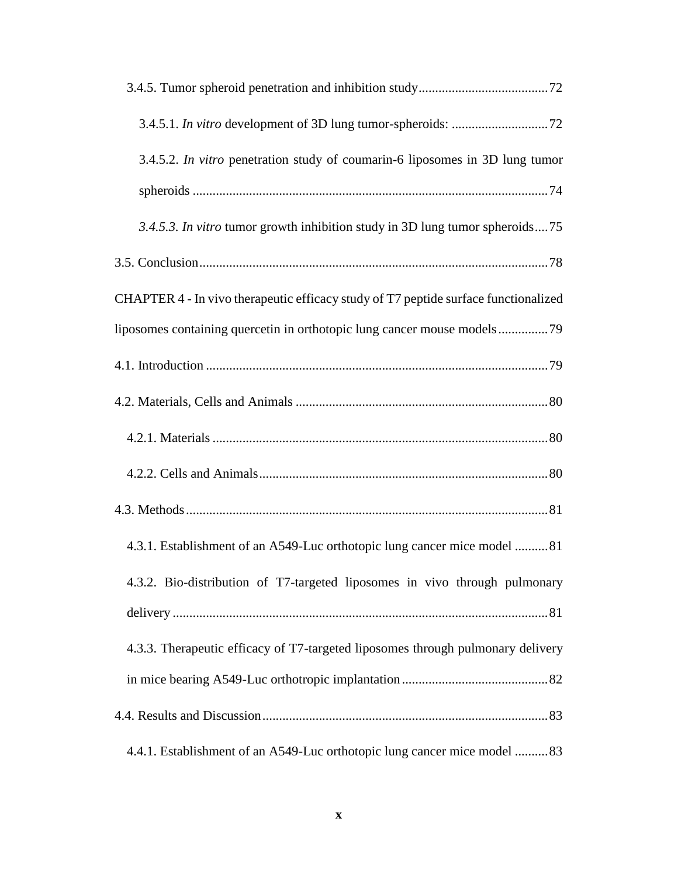3.4.5. Tumor spheroid penetration and inhibition study ...................................... 72

3.4.5.1. *In vitro* development of 3D lung tumor-spheroids: ............................ 72

3.4.5.2. *In vitro* penetration study of coumarin-6 liposomes in 3D lung tumor spheroids ......................................................................................................... 74

*3.4.5.3. In vitro* tumor growth inhibition study in 3D lung tumor spheroids .... 75

3.5. Conclusion ........................................................................................................ 78

CHAPTER 4 - In vivo therapeutic efficacy study of T7 peptide surface functionalized liposomes containing quercetin in orthotopic lung cancer mouse models ............... 79

4.1. Introduction ...................................................................................................... 79

4.2. Materials, Cells and Animals ........................................................................... 80

4.2.1. Materials .................................................................................................... 80

4.2.2. Cells and Animals ...................................................................................... 80

4.3. Methods ............................................................................................................ 81

4.3.1. Establishment of an A549-Luc orthotopic lung cancer mice model .......... 81

4.3.2. Bio-distribution of T7-targeted liposomes in vivo through pulmonary delivery ................................................................................................................ 81

4.3.3. Therapeutic efficacy of T7-targeted liposomes through pulmonary delivery in mice bearing A549-Luc orthotropic implantation ............................................ 82

4.4. Results and Discussion ..................................................................................... 83

4.4.1. Establishment of an A549-Luc orthotopic lung cancer mice model .......... 83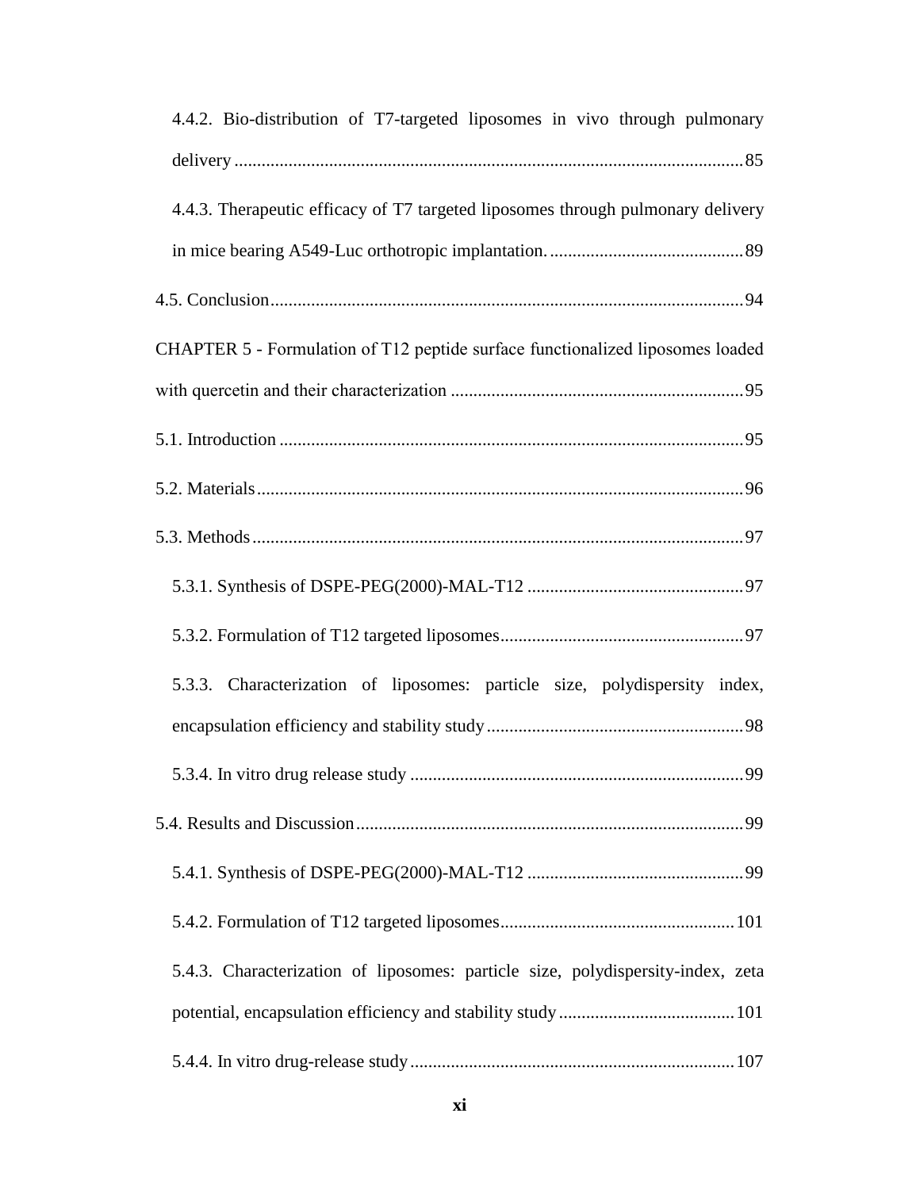4.4.2. Bio-distribution of T7-targeted liposomes in vivo through pulmonary delivery ................................................................................................ 85

4.4.3. Therapeutic efficacy of T7 targeted liposomes through pulmonary delivery in mice bearing A549-Luc orthotropic implantation. .......................................... 89

4.5. Conclusion ........................................................................................................ 94

CHAPTER 5 - Formulation of T12 peptide surface functionalized liposomes loaded with quercetin and their characterization ................................................................ 95

5.1. Introduction ...................................................................................................... 95

5.2. Materials ........................................................................................................... 96

5.3. Methods ............................................................................................................ 97

5.3.1. Synthesis of DSPE-PEG(2000)-MAL-T12 ............................................... 97

5.3.2. Formulation of T12 targeted liposomes ..................................................... 97

5.3.3. Characterization of liposomes: particle size, polydispersity index, encapsulation efficiency and stability study ........................................................ 98

5.3.4. In vitro drug release study ......................................................................... 99

5.4. Results and Discussion ..................................................................................... 99

5.4.1. Synthesis of DSPE-PEG(2000)-MAL-T12 ............................................... 99

5.4.2. Formulation of T12 targeted liposomes ................................................... 101

5.4.3. Characterization of liposomes: particle size, polydispersity-index, zeta potential, encapsulation efficiency and stability study ...................................... 101

5.4.4. In vitro drug-release study ....................................................................... 107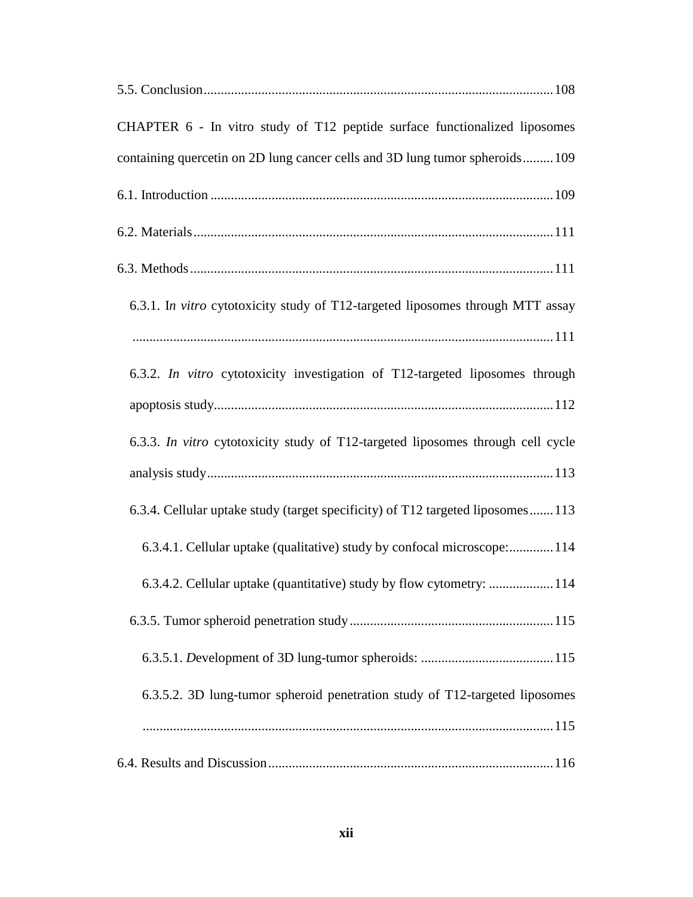5.5. Conclusion ........................................................................................................ 108

CHAPTER 6 - In vitro study of T12 peptide surface functionalized liposomes containing quercetin on 2D lung cancer cells and 3D lung tumor spheroids ......... 109

6.1. Introduction ....................................................................................................... 109

6.2. Materials ........................................................................................................... 111

6.3. Methods ............................................................................................................ 111

&nbsp;&nbsp;&nbsp;&nbsp;6.3.1. I*n vitro* cytotoxicity study of T12-targeted liposomes through MTT assay ........................................................................................................................ 111

&nbsp;&nbsp;&nbsp;&nbsp;6.3.2. *In vitro* cytotoxicity investigation of T12-targeted liposomes through apoptosis study ..................................................................................................... 112

&nbsp;&nbsp;&nbsp;&nbsp;6.3.3. *In vitro* cytotoxicity study of T12-targeted liposomes through cell cycle analysis study ....................................................................................................... 113

&nbsp;&nbsp;&nbsp;&nbsp;6.3.4. Cellular uptake study (target specificity) of T12 targeted liposomes ....... 113

&nbsp;&nbsp;&nbsp;&nbsp;&nbsp;&nbsp;&nbsp;&nbsp;6.3.4.1. Cellular uptake (qualitative) study by confocal microscope: ............. 114

&nbsp;&nbsp;&nbsp;&nbsp;&nbsp;&nbsp;&nbsp;&nbsp;6.3.4.2. Cellular uptake (quantitative) study by flow cytometry: ................... 114

&nbsp;&nbsp;&nbsp;&nbsp;6.3.5. Tumor spheroid penetration study ........................................................... 115

&nbsp;&nbsp;&nbsp;&nbsp;&nbsp;&nbsp;&nbsp;&nbsp;6.3.5.1. *D*evelopment of 3D lung-tumor spheroids: ....................................... 115

&nbsp;&nbsp;&nbsp;&nbsp;&nbsp;&nbsp;&nbsp;&nbsp;6.3.5.2. 3D lung-tumor spheroid penetration study of T12-targeted liposomes ........................................................................................................................ 115

6.4. Results and Discussion ..................................................................................... 116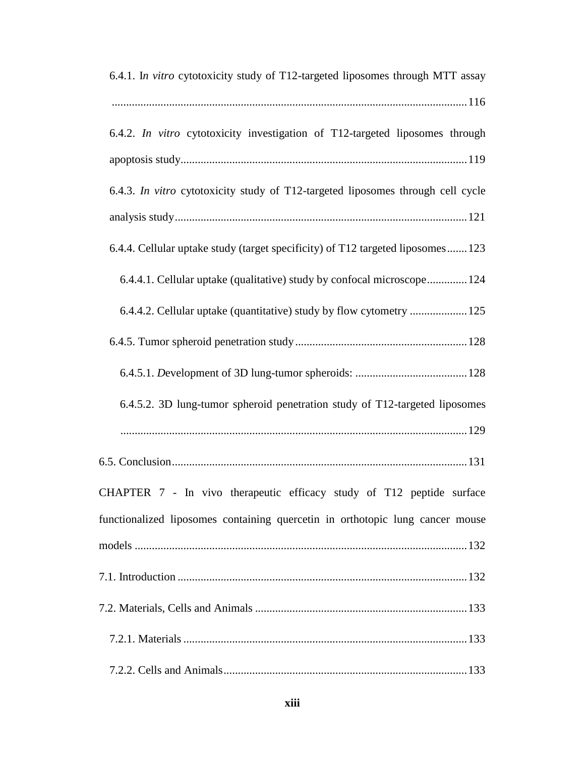6.4.1. I*n vitro* cytotoxicity study of T12-targeted liposomes through MTT assay ........................................................................................................................ 116

6.4.2. *In vitro* cytotoxicity investigation of T12-targeted liposomes through apoptosis study.................................................................................................... 119

6.4.3. *In vitro* cytotoxicity study of T12-targeted liposomes through cell cycle analysis study..................................................................................................... 121

6.4.4. Cellular uptake study (target specificity) of T12 targeted liposomes....... 123

6.4.4.1. Cellular uptake (qualitative) study by confocal microscope.............. 124

6.4.4.2. Cellular uptake (quantitative) study by flow cytometry .................... 125

6.4.5. Tumor spheroid penetration study............................................................ 128

6.4.5.1. *D*evelopment of 3D lung-tumor spheroids: ....................................... 128

6.4.5.2. 3D lung-tumor spheroid penetration study of T12-targeted liposomes ........................................................................................................................ 129

6.5. Conclusion...................................................................................................... 131

CHAPTER 7 - In vivo therapeutic efficacy study of T12 peptide surface functionalized liposomes containing quercetin in orthotopic lung cancer mouse models ................................................................................................................... 132

7.1. Introduction .................................................................................................... 132

7.2. Materials, Cells and Animals .......................................................................... 133

7.2.1. Materials .................................................................................................. 133

7.2.2. Cells and Animals.................................................................................... 133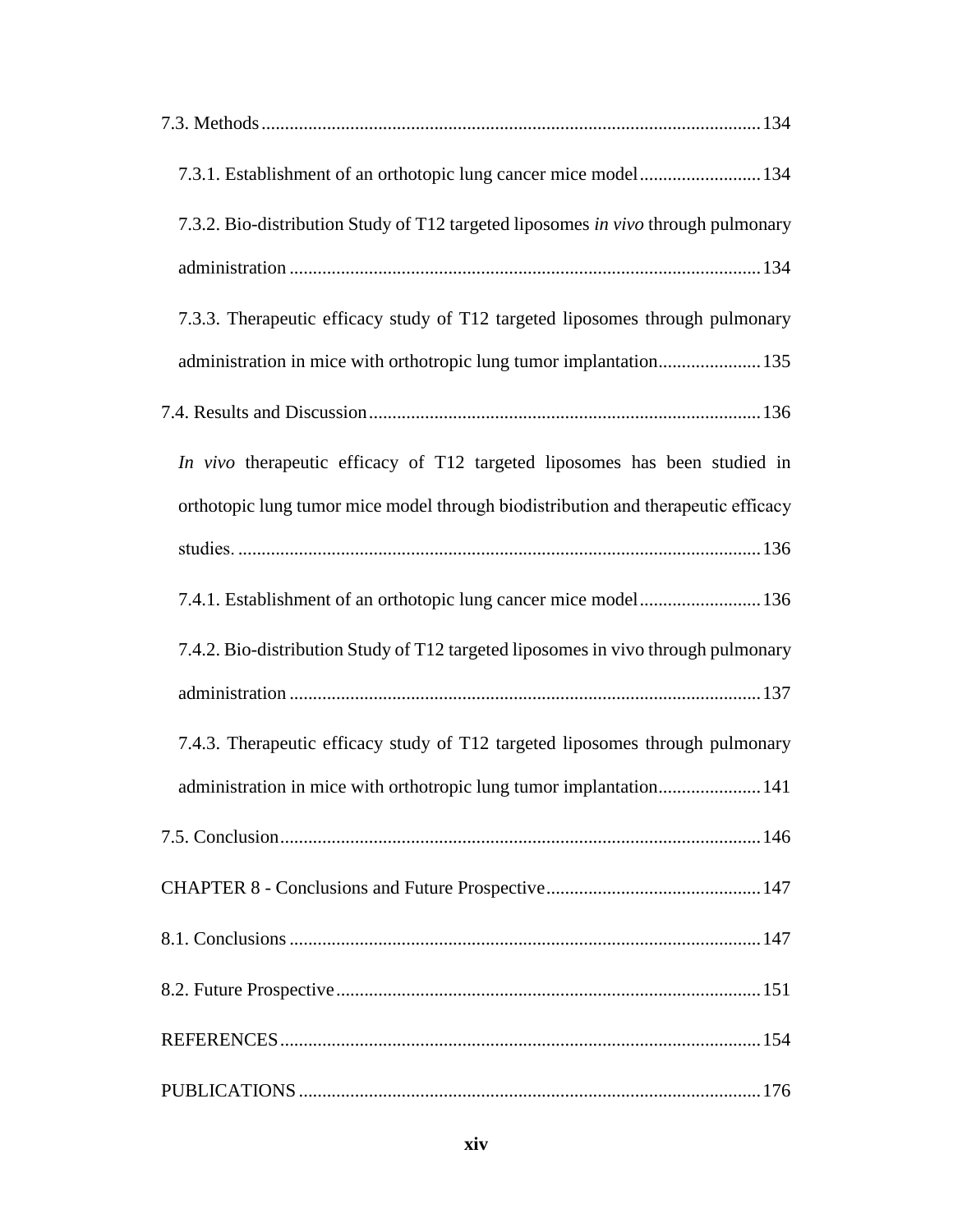7.3. Methods ........................................................................................................ 134

7.3.1. Establishment of an orthotopic lung cancer mice model .......................... 134

7.3.2. Bio-distribution Study of T12 targeted liposomes *in vivo* through pulmonary administration ..................................................................................................... 134

7.3.3. Therapeutic efficacy study of T12 targeted liposomes through pulmonary administration in mice with orthotropic lung tumor implantation ...................... 135

7.4. Results and Discussion ................................................................................... 136

*In vivo* therapeutic efficacy of T12 targeted liposomes has been studied in orthotopic lung tumor mice model through biodistribution and therapeutic efficacy studies. ............................................................................................................... 136

7.4.1. Establishment of an orthotopic lung cancer mice model .......................... 136

7.4.2. Bio-distribution Study of T12 targeted liposomes in vivo through pulmonary administration ..................................................................................................... 137

7.4.3. Therapeutic efficacy study of T12 targeted liposomes through pulmonary administration in mice with orthotropic lung tumor implantation ...................... 141

7.5. Conclusion ...................................................................................................... 146

CHAPTER 8 - Conclusions and Future Prospective ............................................. 147

8.1. Conclusions .................................................................................................... 147

8.2. Future Prospective .......................................................................................... 151

REFERENCES ...................................................................................................... 154

PUBLICATIONS .................................................................................................. 176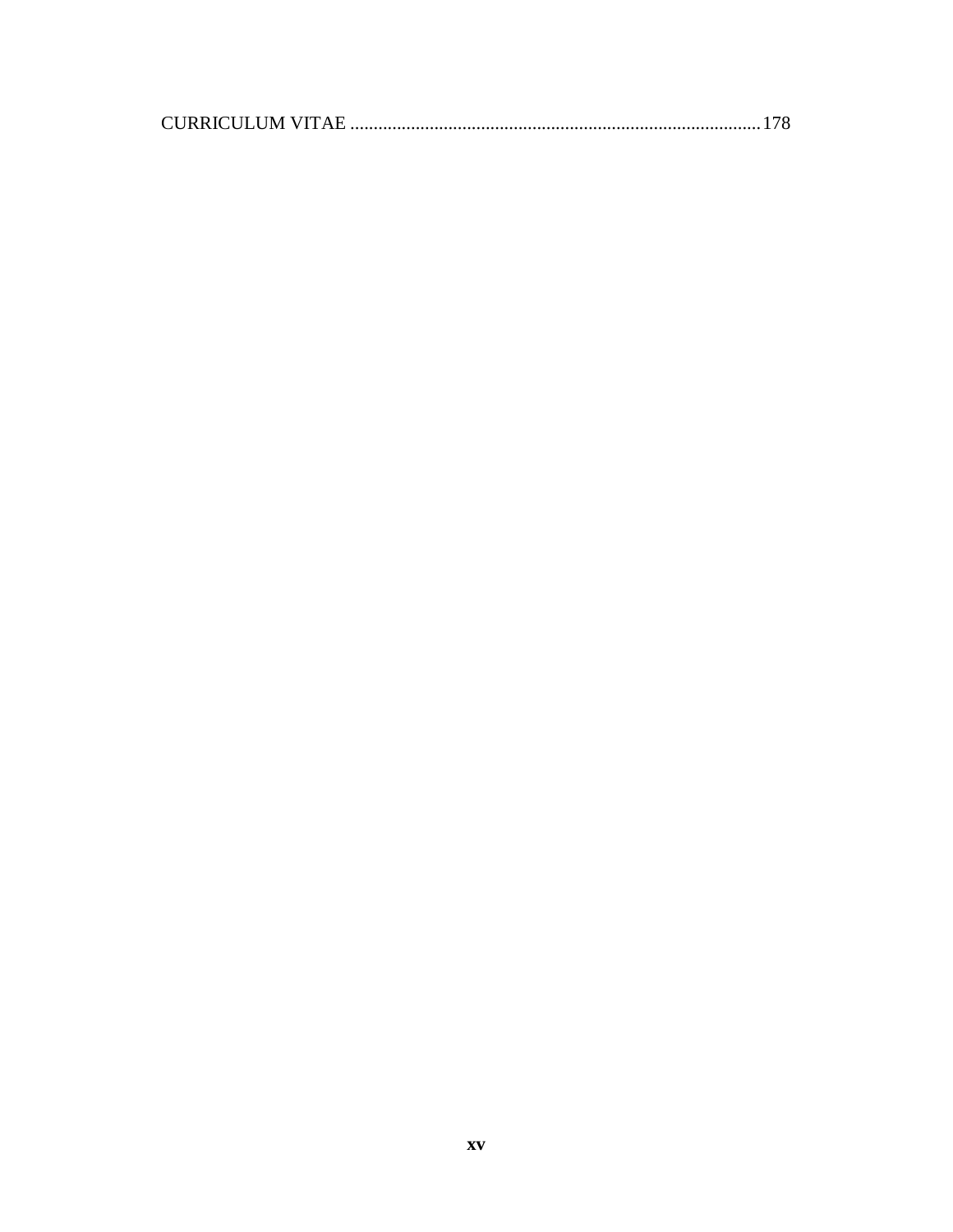CURRICULUM VITAE ........................................................................................ 178